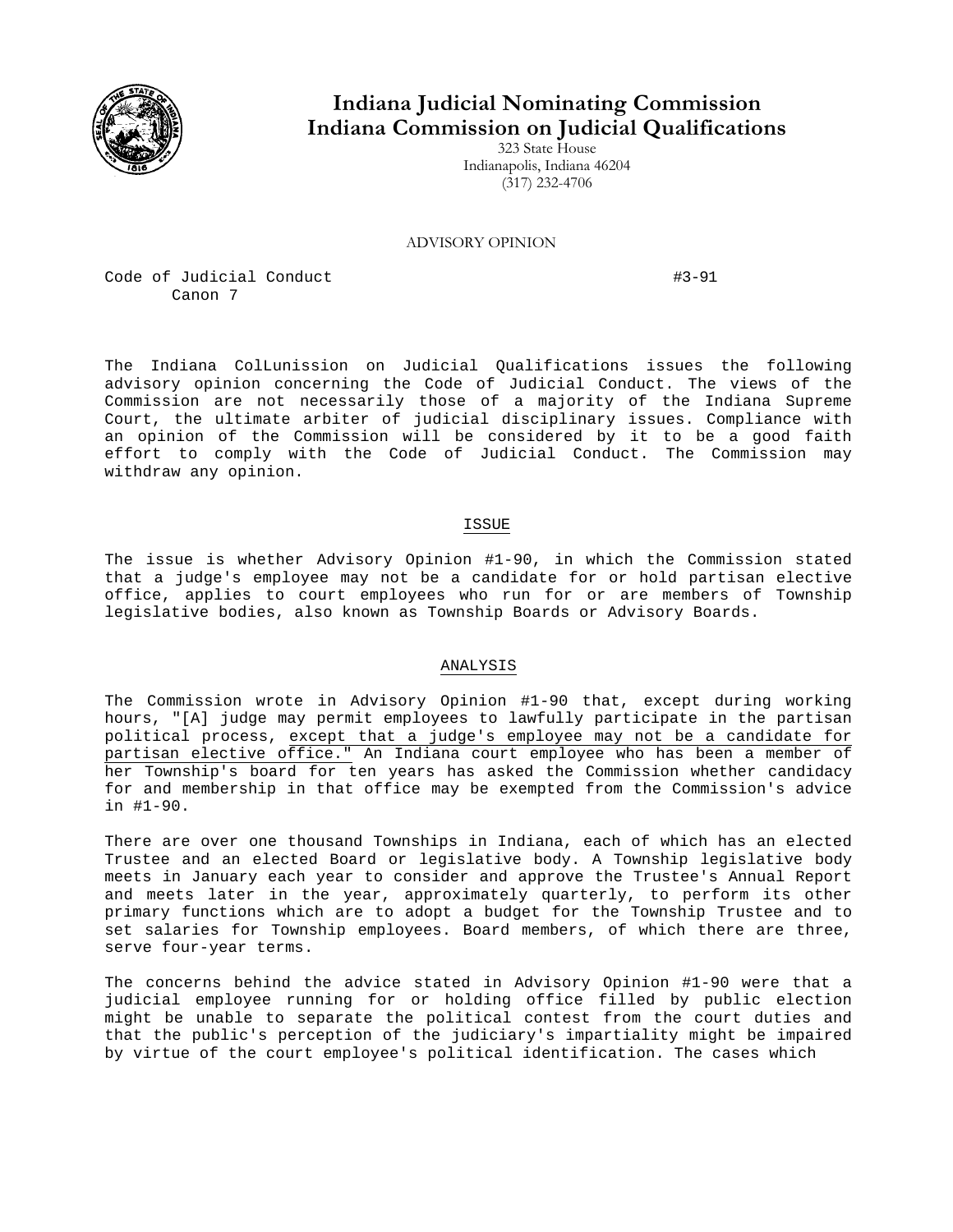# Indiana Judicial Nominating Commission
# Indiana Commission on Judicial Qualifications

323 State House
Indianapolis, Indiana 46204
(317) 232-4706

ADVISORY OPINION

Code of Judicial Conduct — #3-91
Canon 7

The Indiana ColLunission on Judicial Qualifications issues the following advisory opinion concerning the Code of Judicial Conduct. The views of the Commission are not necessarily those of a majority of the Indiana Supreme Court, the ultimate arbiter of judicial disciplinary issues. Compliance with an opinion of the Commission will be considered by it to be a good faith effort to comply with the Code of Judicial Conduct. The Commission may withdraw any opinion.

## ISSUE

The issue is whether Advisory Opinion #1-90, in which the Commission stated that a judge's employee may not be a candidate for or hold partisan elective office, applies to court employees who run for or are members of Township legislative bodies, also known as Township Boards or Advisory Boards.

## ANALYSIS

The Commission wrote in Advisory Opinion #1-90 that, except during working hours, "[A] judge may permit employees to lawfully participate in the partisan political process, except that a judge's employee may not be a candidate for partisan elective office." An Indiana court employee who has been a member of her Township's board for ten years has asked the Commission whether candidacy for and membership in that office may be exempted from the Commission's advice in #1-90.

There are over one thousand Townships in Indiana, each of which has an elected Trustee and an elected Board or legislative body. A Township legislative body meets in January each year to consider and approve the Trustee's Annual Report and meets later in the year, approximately quarterly, to perform its other primary functions which are to adopt a budget for the Township Trustee and to set salaries for Township employees. Board members, of which there are three, serve four-year terms.

The concerns behind the advice stated in Advisory Opinion #1-90 were that a judicial employee running for or holding office filled by public election might be unable to separate the political contest from the court duties and that the public's perception of the judiciary's impartiality might be impaired by virtue of the court employee's political identification. The cases which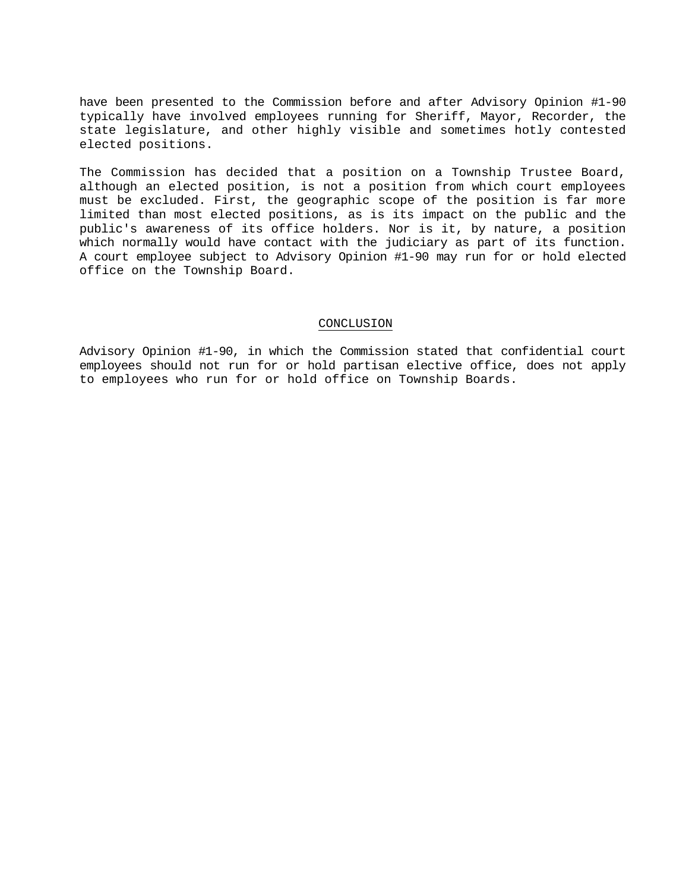have been presented to the Commission before and after Advisory Opinion #1-90 typically have involved employees running for Sheriff, Mayor, Recorder, the state legislature, and other highly visible and sometimes hotly contested elected positions.

The Commission has decided that a position on a Township Trustee Board, although an elected position, is not a position from which court employees must be excluded. First, the geographic scope of the position is far more limited than most elected positions, as is its impact on the public and the public's awareness of its office holders. Nor is it, by nature, a position which normally would have contact with the judiciary as part of its function. A court employee subject to Advisory Opinion #1-90 may run for or hold elected office on the Township Board.

## CONCLUSION

Advisory Opinion #1-90, in which the Commission stated that confidential court employees should not run for or hold partisan elective office, does not apply to employees who run for or hold office on Township Boards.